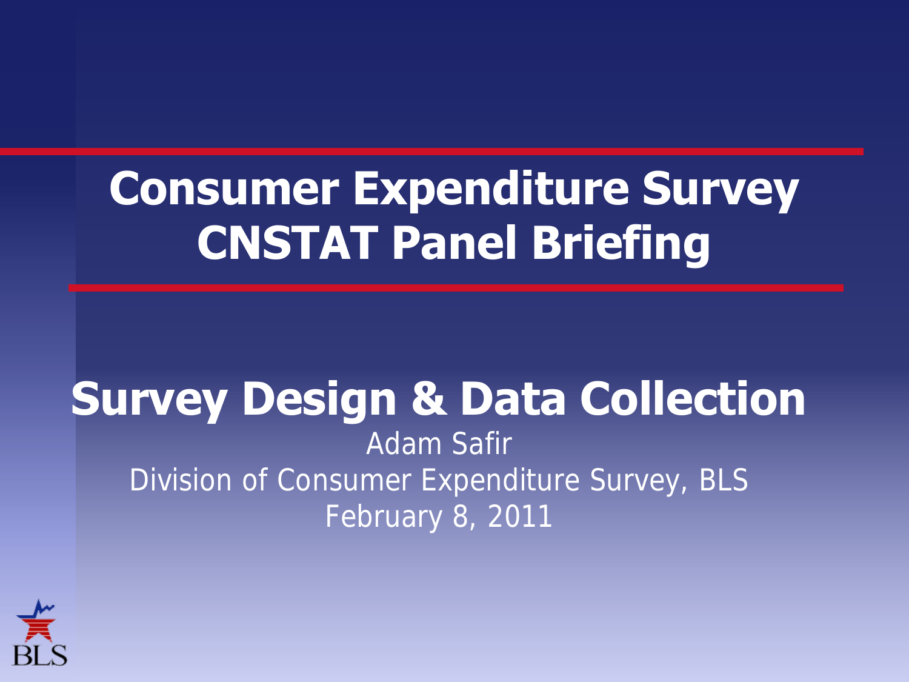# Consumer Expenditure Survey
# CNSTAT Panel Briefing

## Survey Design & Data Collection

Adam Safir

Division of Consumer Expenditure Survey, BLS

February 8, 2011

BLS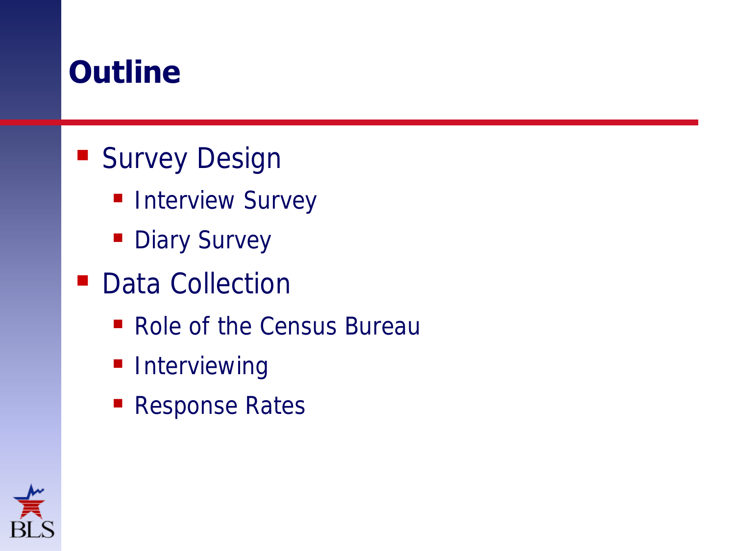# Outline

- Survey Design
  - Interview Survey
  - Diary Survey
- Data Collection
  - Role of the Census Bureau
  - Interviewing
  - Response Rates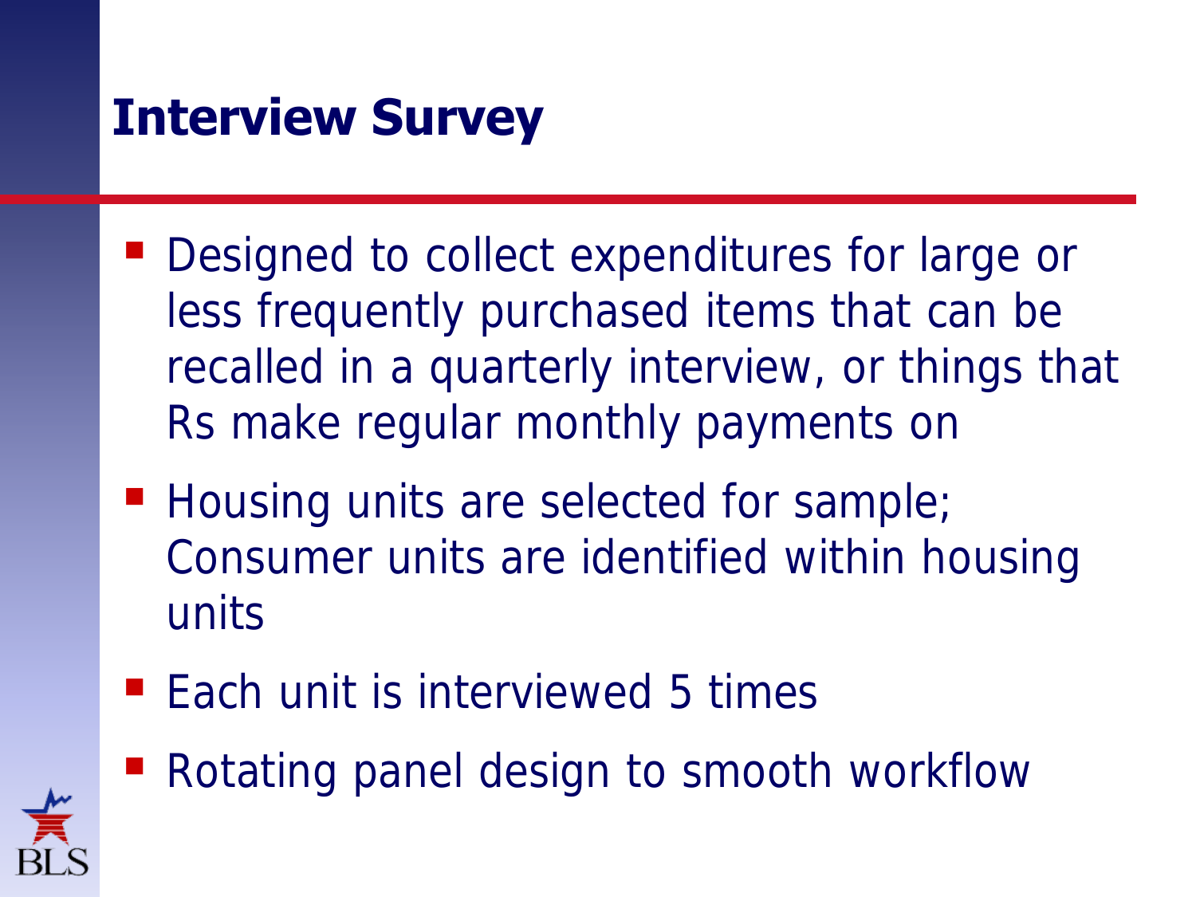# Interview Survey

- Designed to collect expenditures for large or less frequently purchased items that can be recalled in a quarterly interview, or things that Rs make regular monthly payments on
- Housing units are selected for sample; Consumer units are identified within housing units
- Each unit is interviewed 5 times
- Rotating panel design to smooth workflow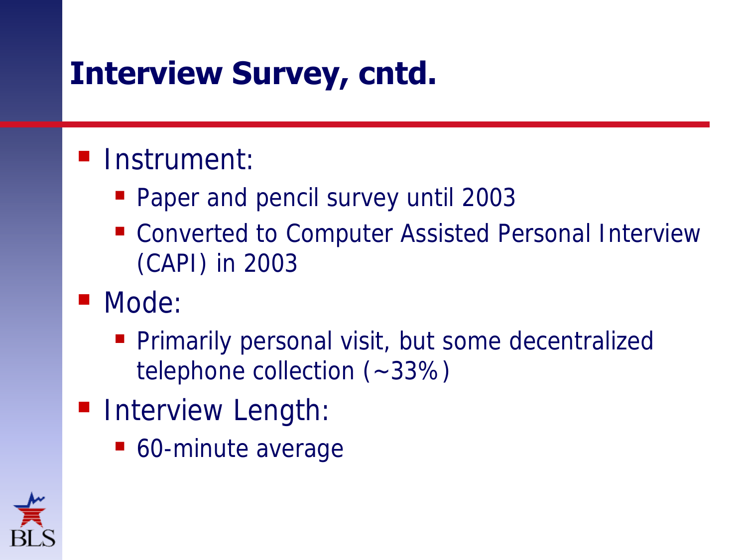# Interview Survey, cntd.

- Instrument:
  - Paper and pencil survey until 2003
  - Converted to Computer Assisted Personal Interview (CAPI) in 2003
- Mode:
  - Primarily personal visit, but some decentralized telephone collection (~33%)
- Interview Length:
  - 60-minute average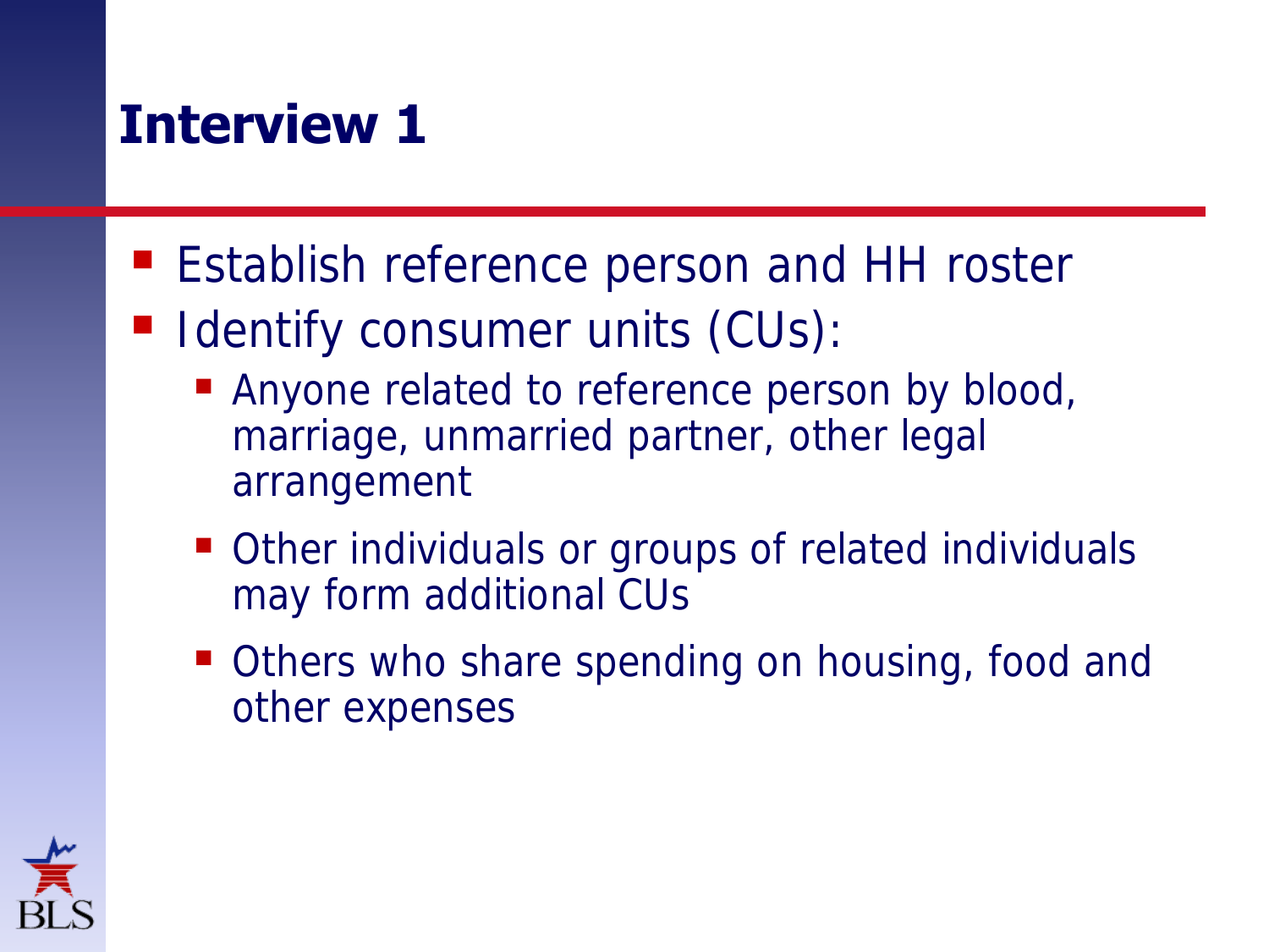# Interview 1

- Establish reference person and HH roster
- Identify consumer units (CUs):
  - Anyone related to reference person by blood, marriage, unmarried partner, other legal arrangement
  - Other individuals or groups of related individuals may form additional CUs
  - Others who share spending on housing, food and other expenses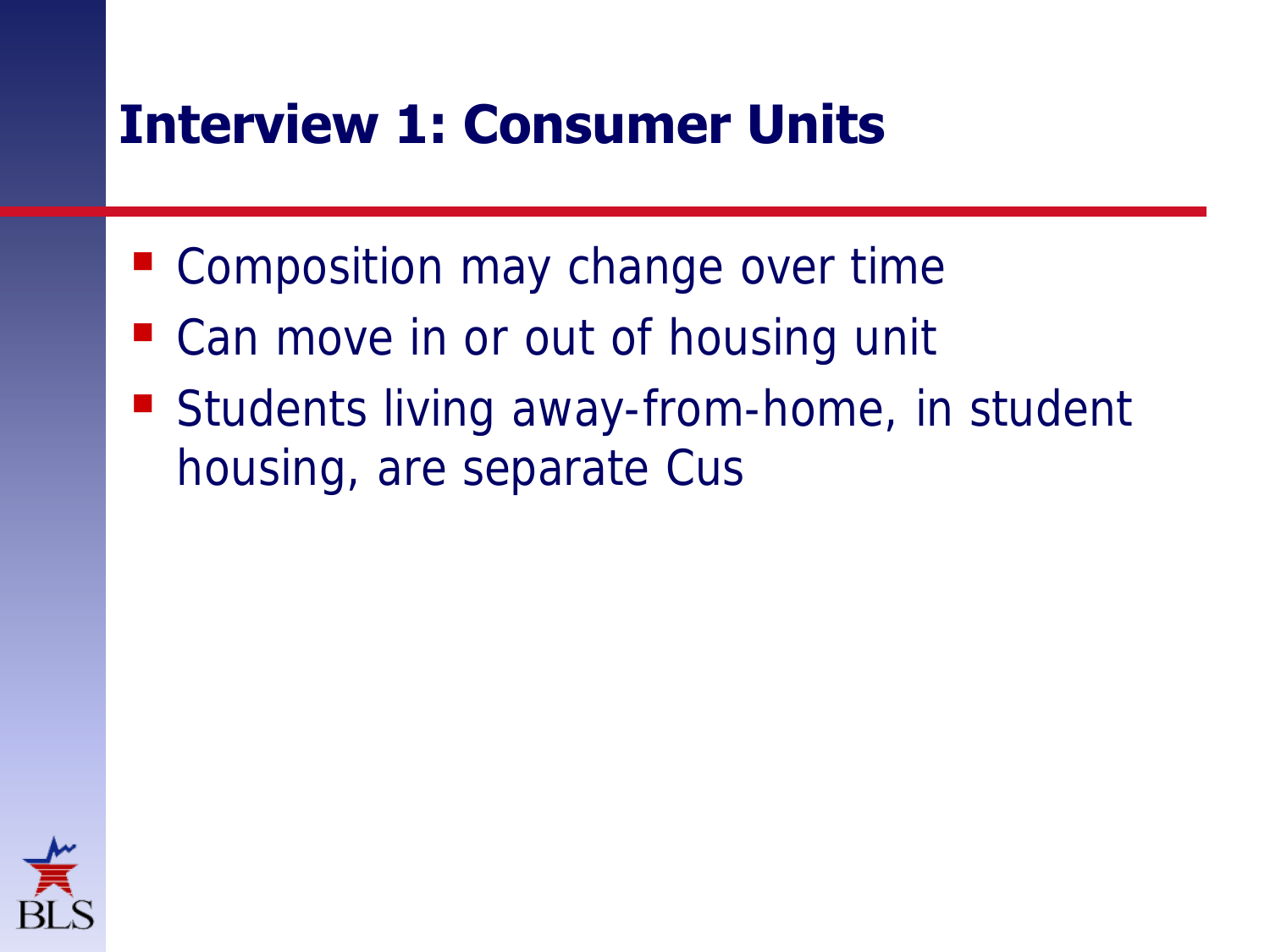# Interview 1: Consumer Units

- Composition may change over time
- Can move in or out of housing unit
- Students living away-from-home, in student housing, are separate Cus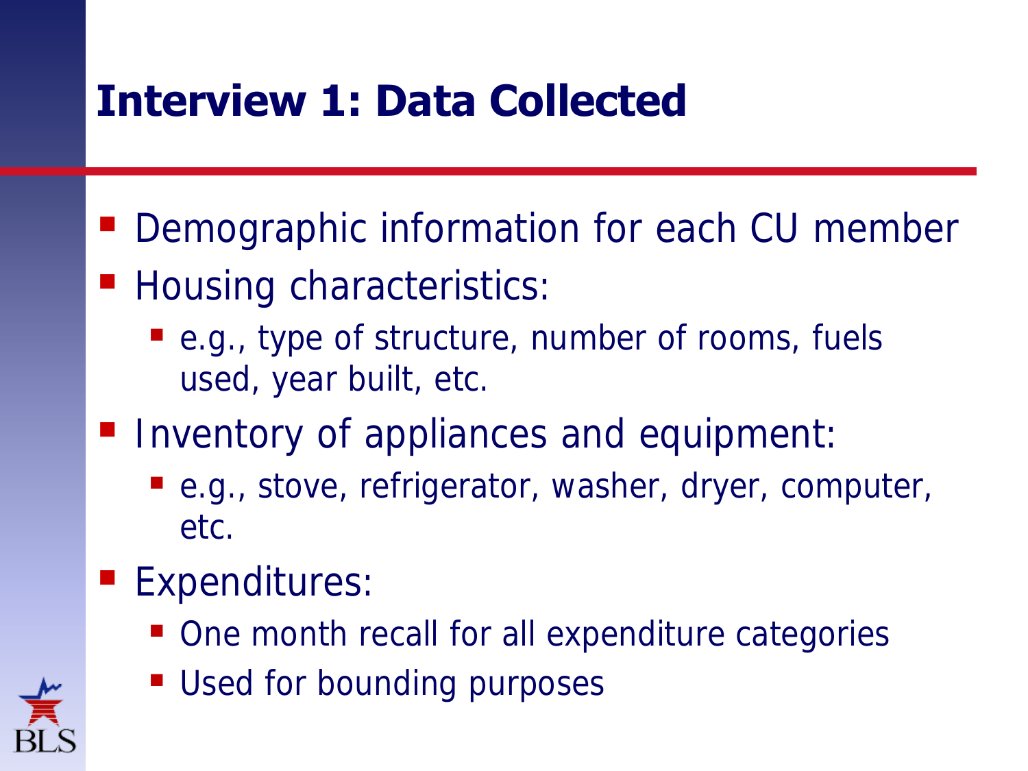# Interview 1: Data Collected

- Demographic information for each CU member
- Housing characteristics:
  - e.g., type of structure, number of rooms, fuels used, year built, etc.
- Inventory of appliances and equipment:
  - e.g., stove, refrigerator, washer, dryer, computer, etc.
- Expenditures:
  - One month recall for all expenditure categories
  - Used for bounding purposes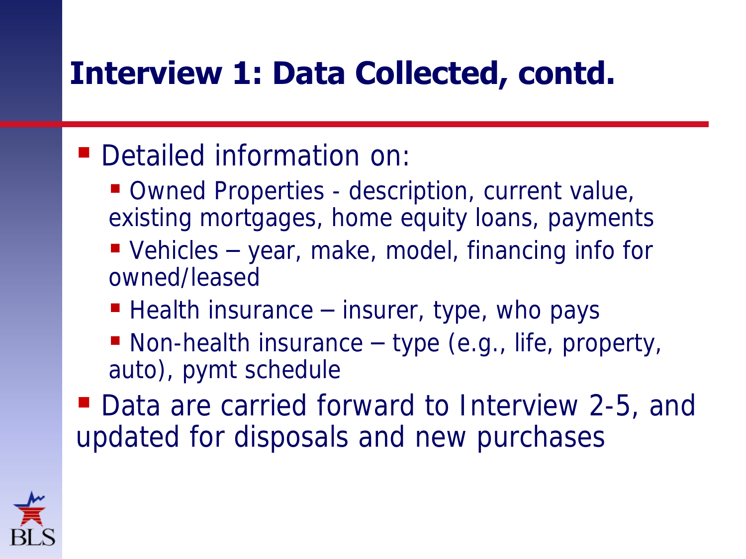# Interview 1: Data Collected, contd.

- Detailed information on:
  - Owned Properties - description, current value, existing mortgages, home equity loans, payments
  - Vehicles – year, make, model, financing info for owned/leased
  - Health insurance – insurer, type, who pays
  - Non-health insurance – type (e.g., life, property, auto), pymt schedule
- Data are carried forward to Interview 2-5, and updated for disposals and new purchases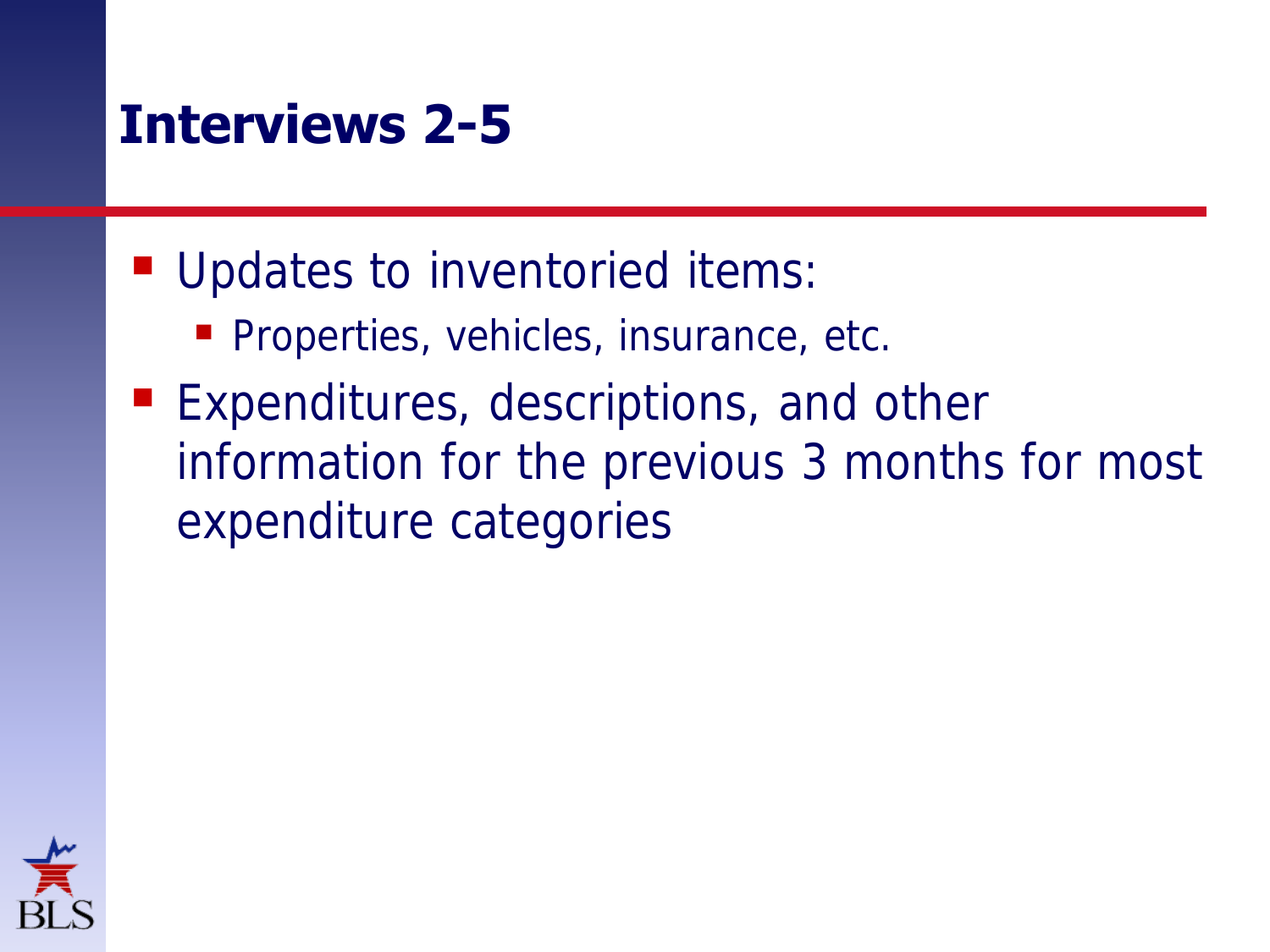# Interviews 2-5

- Updates to inventoried items:
  - Properties, vehicles, insurance, etc.
- Expenditures, descriptions, and other information for the previous 3 months for most expenditure categories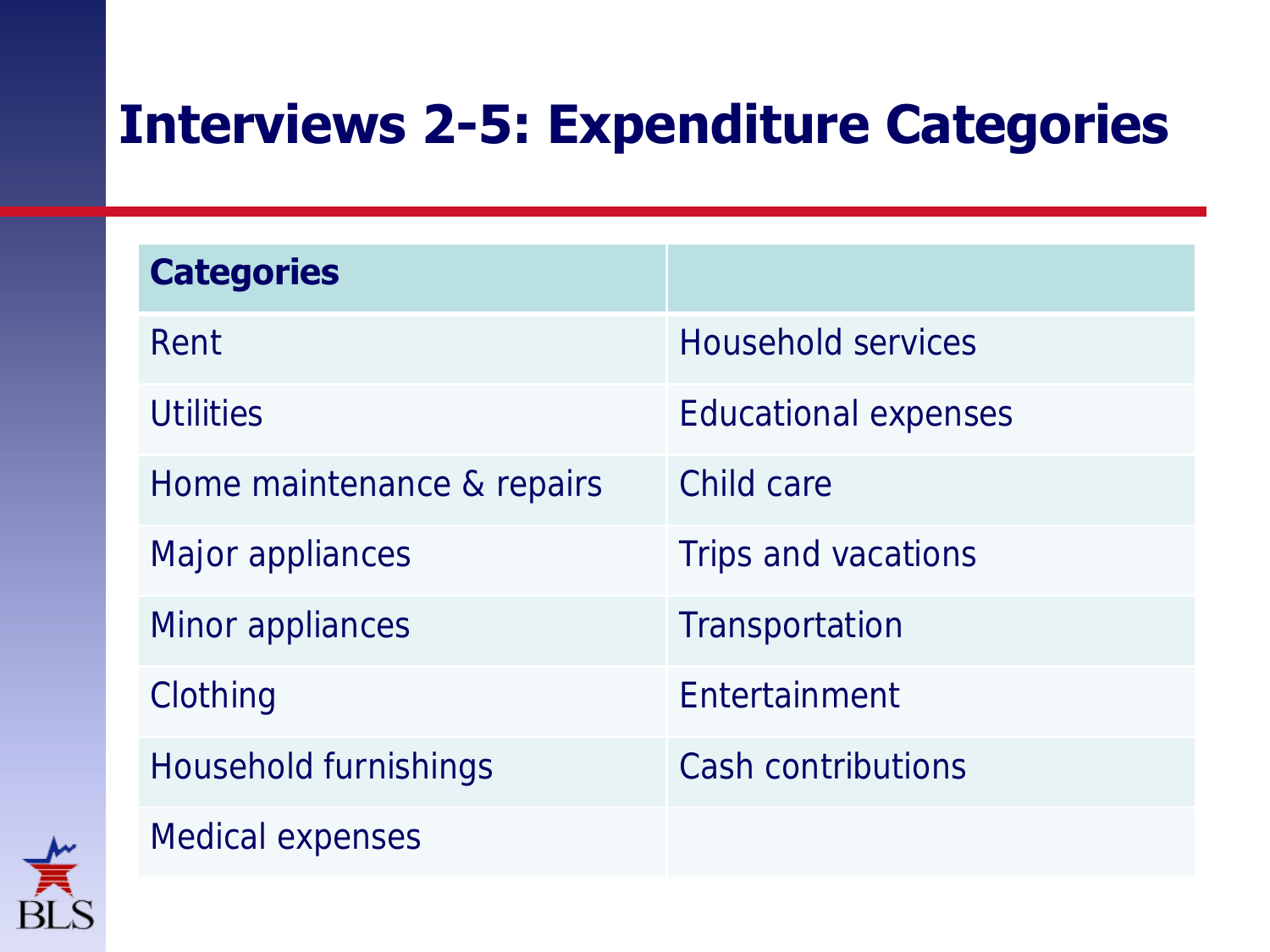# Interviews 2-5: Expenditure Categories

| Categories | |
|---|---|
| Rent | Household services |
| Utilities | Educational expenses |
| Home maintenance & repairs | Child care |
| Major appliances | Trips and vacations |
| Minor appliances | Transportation |
| Clothing | Entertainment |
| Household furnishings | Cash contributions |
| Medical expenses | |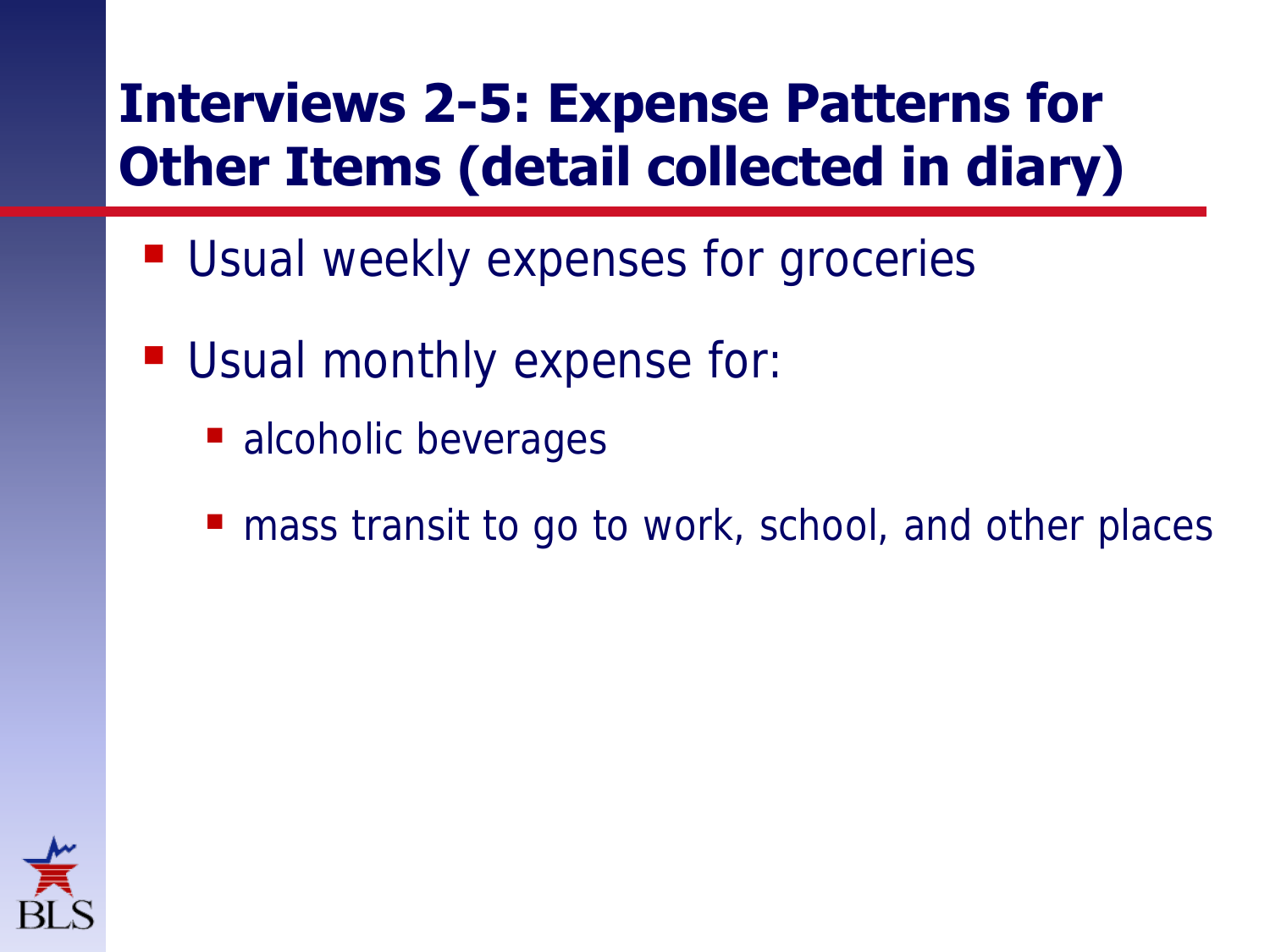# Interviews 2-5: Expense Patterns for Other Items (detail collected in diary)

- Usual weekly expenses for groceries
- Usual monthly expense for:
  - alcoholic beverages
  - mass transit to go to work, school, and other places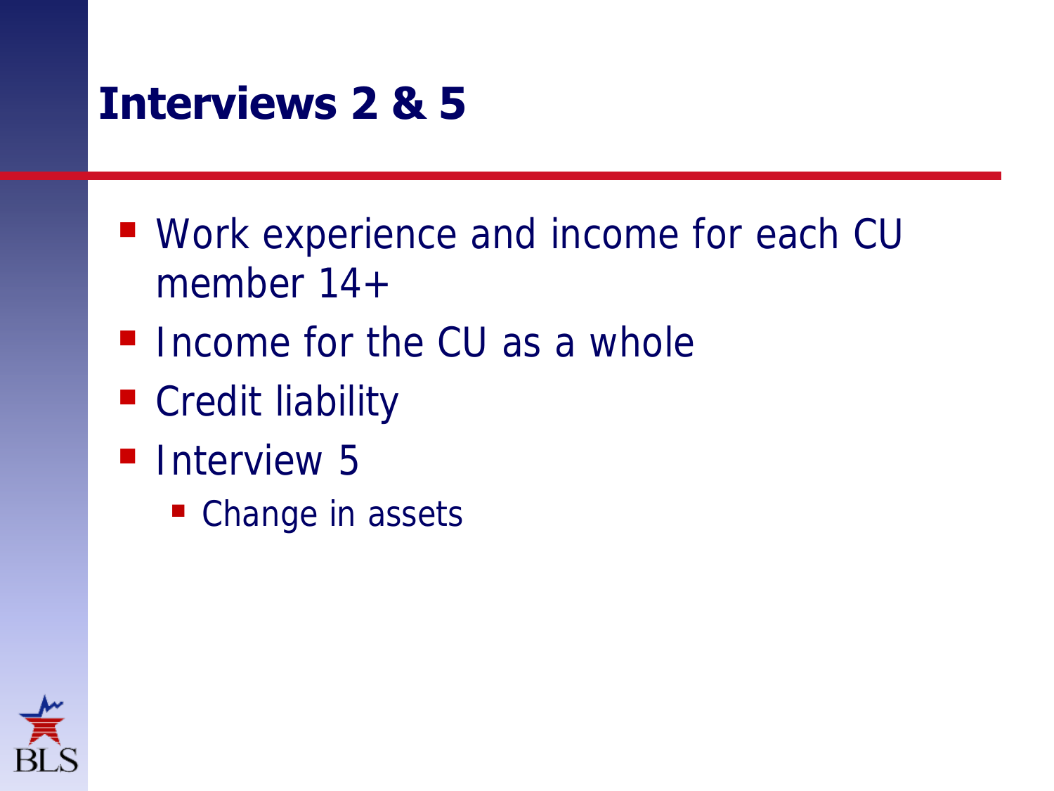# Interviews 2 & 5

- Work experience and income for each CU member 14+
- Income for the CU as a whole
- Credit liability
- Interview 5
  - Change in assets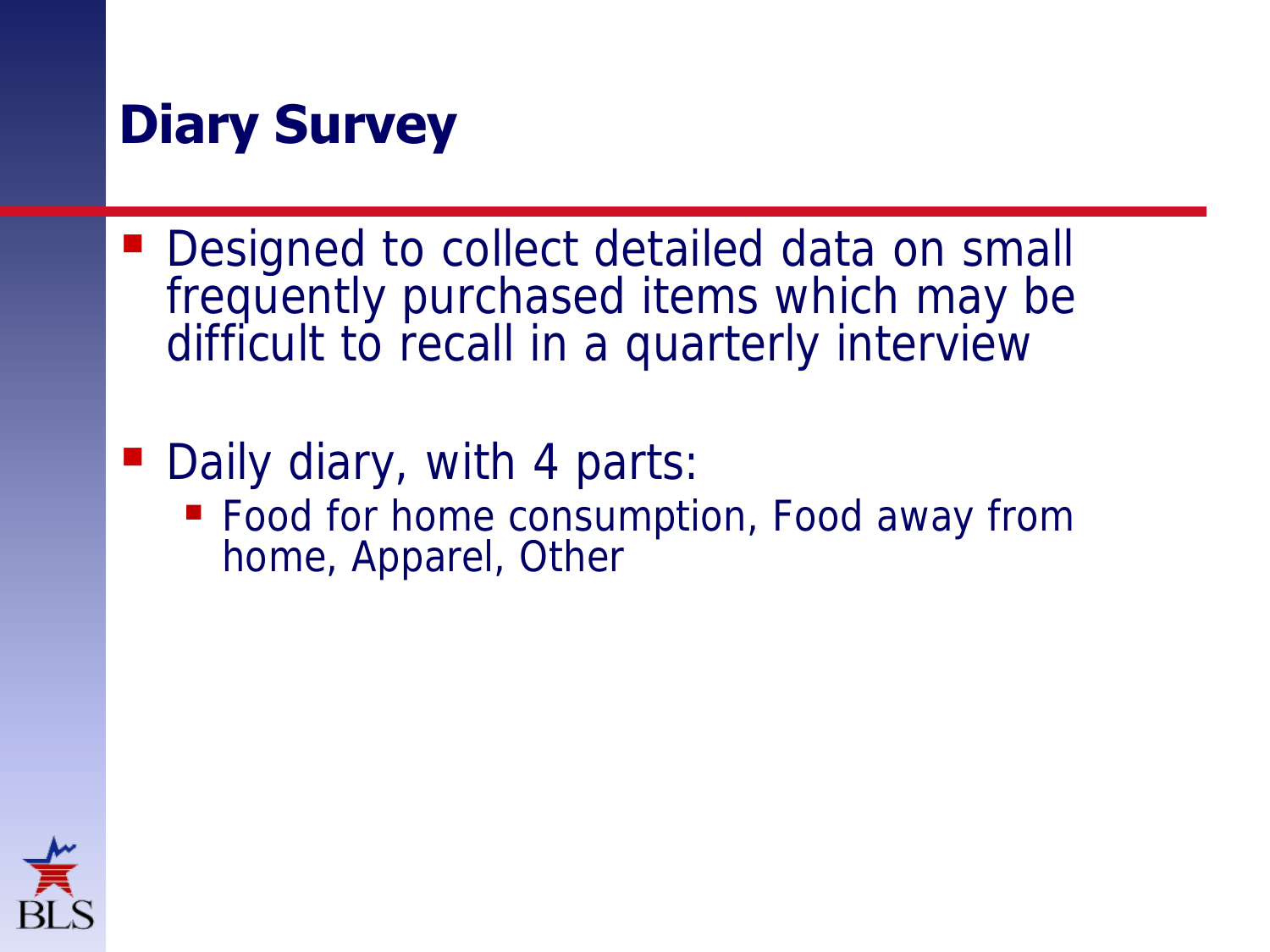# Diary Survey

- Designed to collect detailed data on small frequently purchased items which may be difficult to recall in a quarterly interview
- Daily diary, with 4 parts:
  - Food for home consumption, Food away from home, Apparel, Other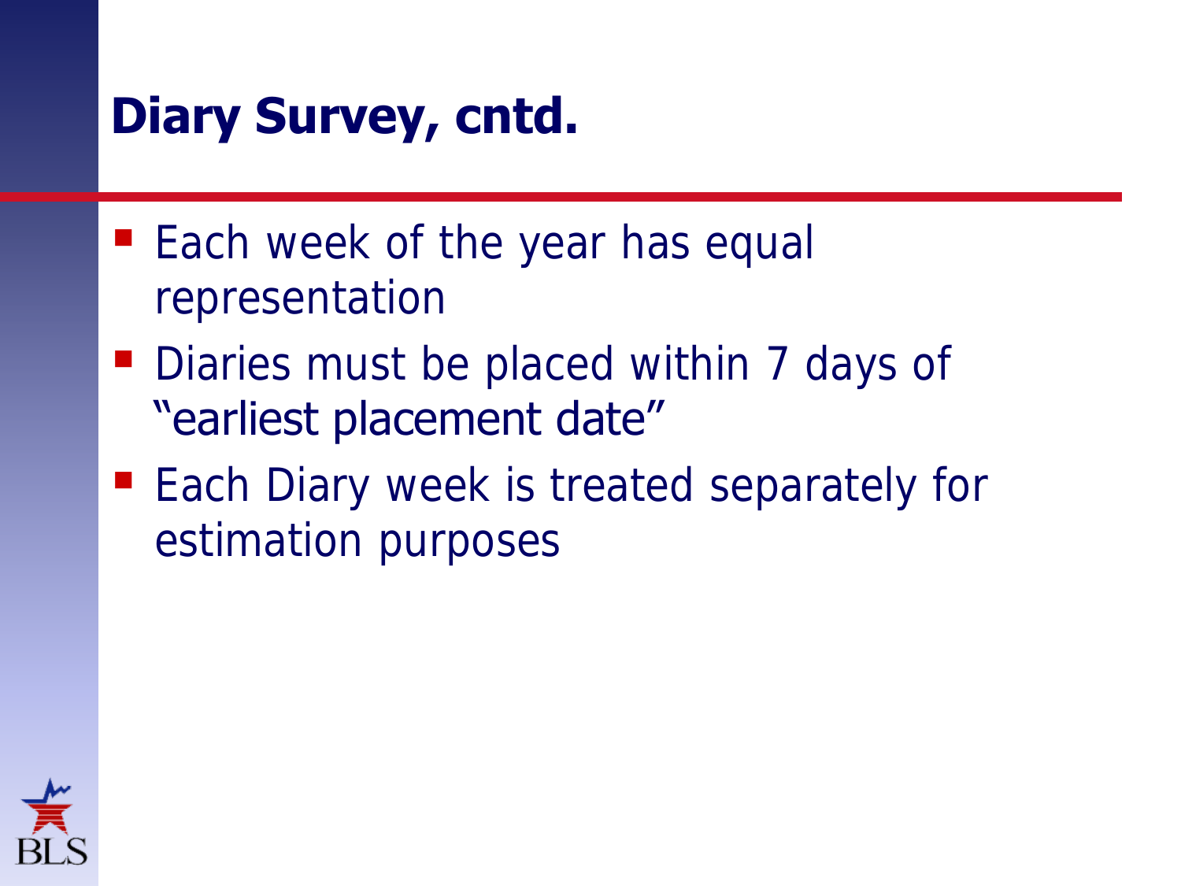# Diary Survey, cntd.

- Each week of the year has equal representation
- Diaries must be placed within 7 days of "earliest placement date"
- Each Diary week is treated separately for estimation purposes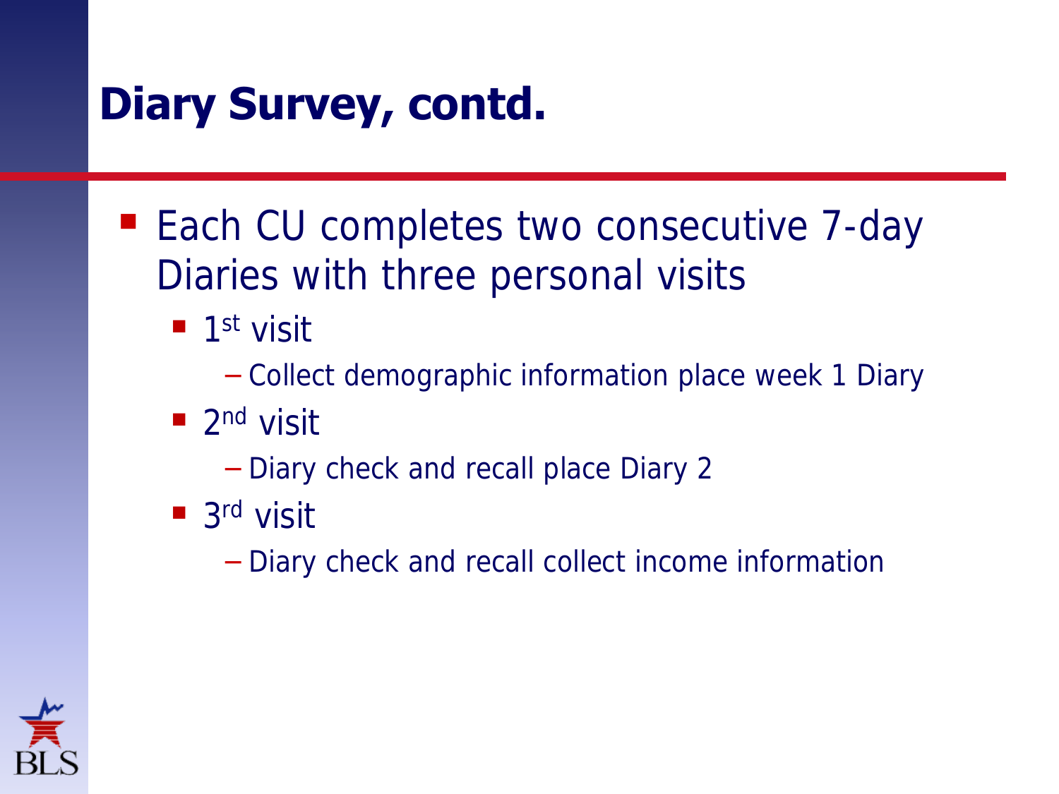# Diary Survey, contd.

- Each CU completes two consecutive 7-day Diaries with three personal visits
  - 1st visit
    - Collect demographic information place week 1 Diary
  - 2nd visit
    - Diary check and recall place Diary 2
  - 3rd visit
    - Diary check and recall collect income information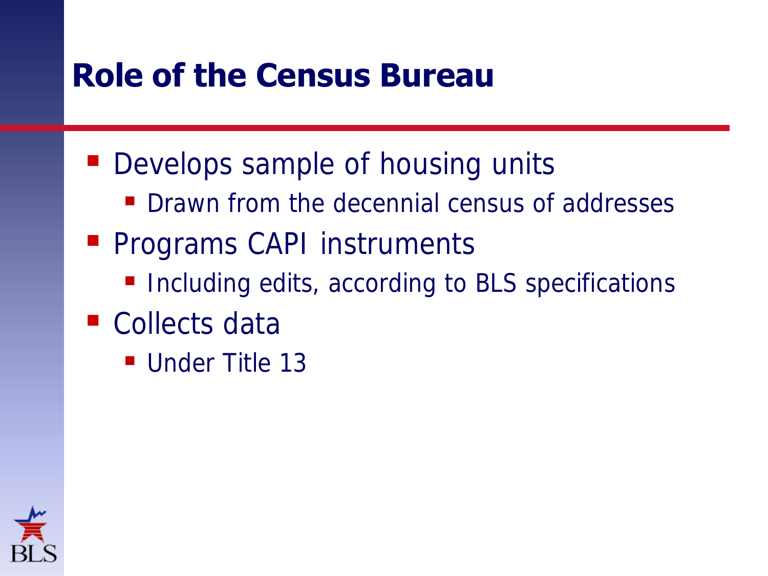# Role of the Census Bureau

- Develops sample of housing units
  - Drawn from the decennial census of addresses
- Programs CAPI instruments
  - Including edits, according to BLS specifications
- Collects data
  - Under Title 13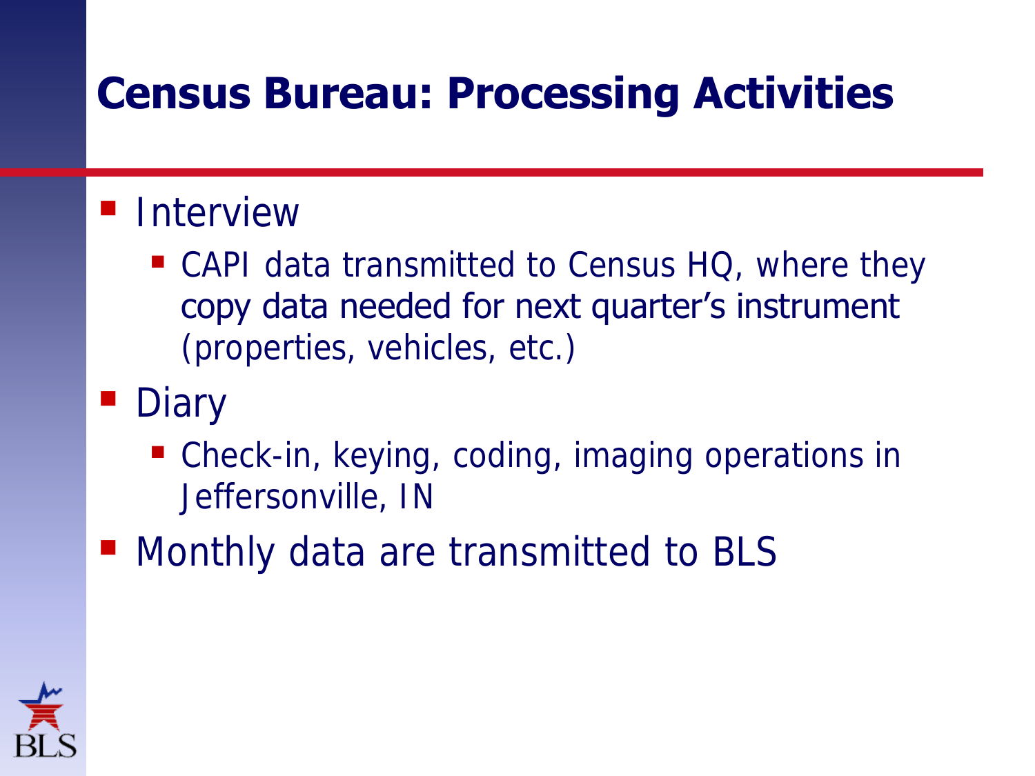# Census Bureau: Processing Activities

- Interview
  - CAPI data transmitted to Census HQ, where they copy data needed for next quarter's instrument (properties, vehicles, etc.)
- Diary
  - Check-in, keying, coding, imaging operations in Jeffersonville, IN
- Monthly data are transmitted to BLS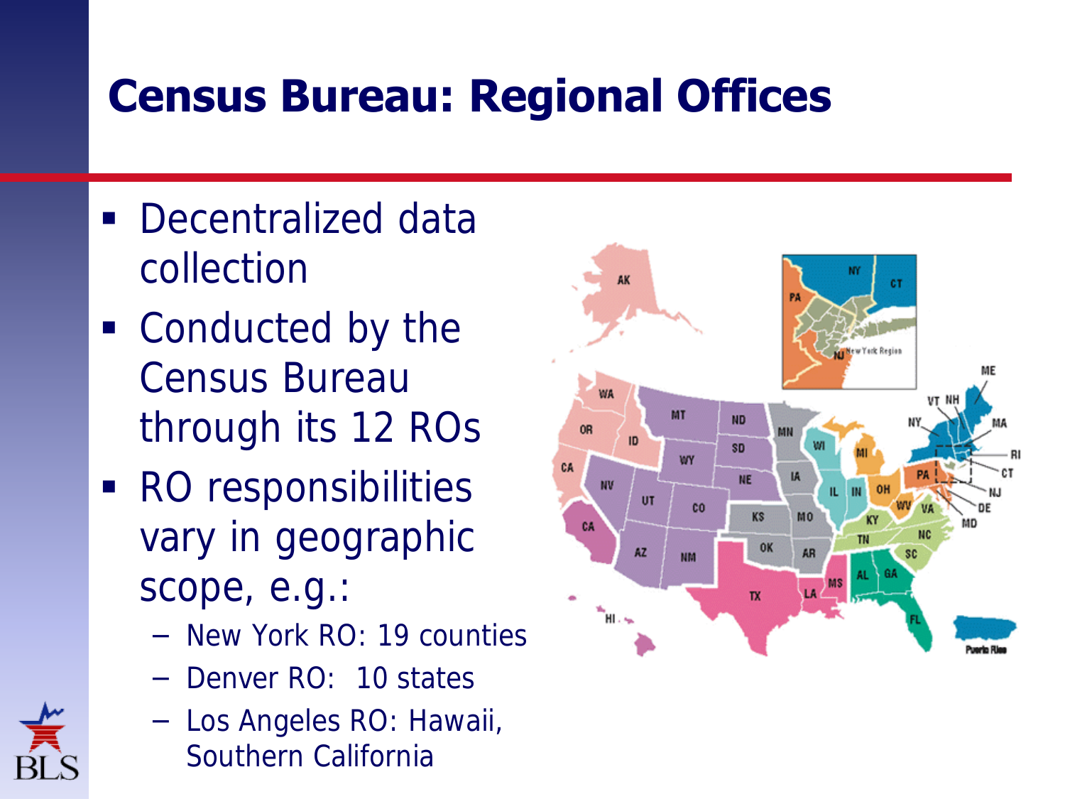# Census Bureau: Regional Offices

- Decentralized data collection
- Conducted by the Census Bureau through its 12 ROs
- RO responsibilities vary in geographic scope, e.g.:
  - New York RO: 19 counties
  - Denver RO: 10 states
  - Los Angeles RO: Hawaii, Southern California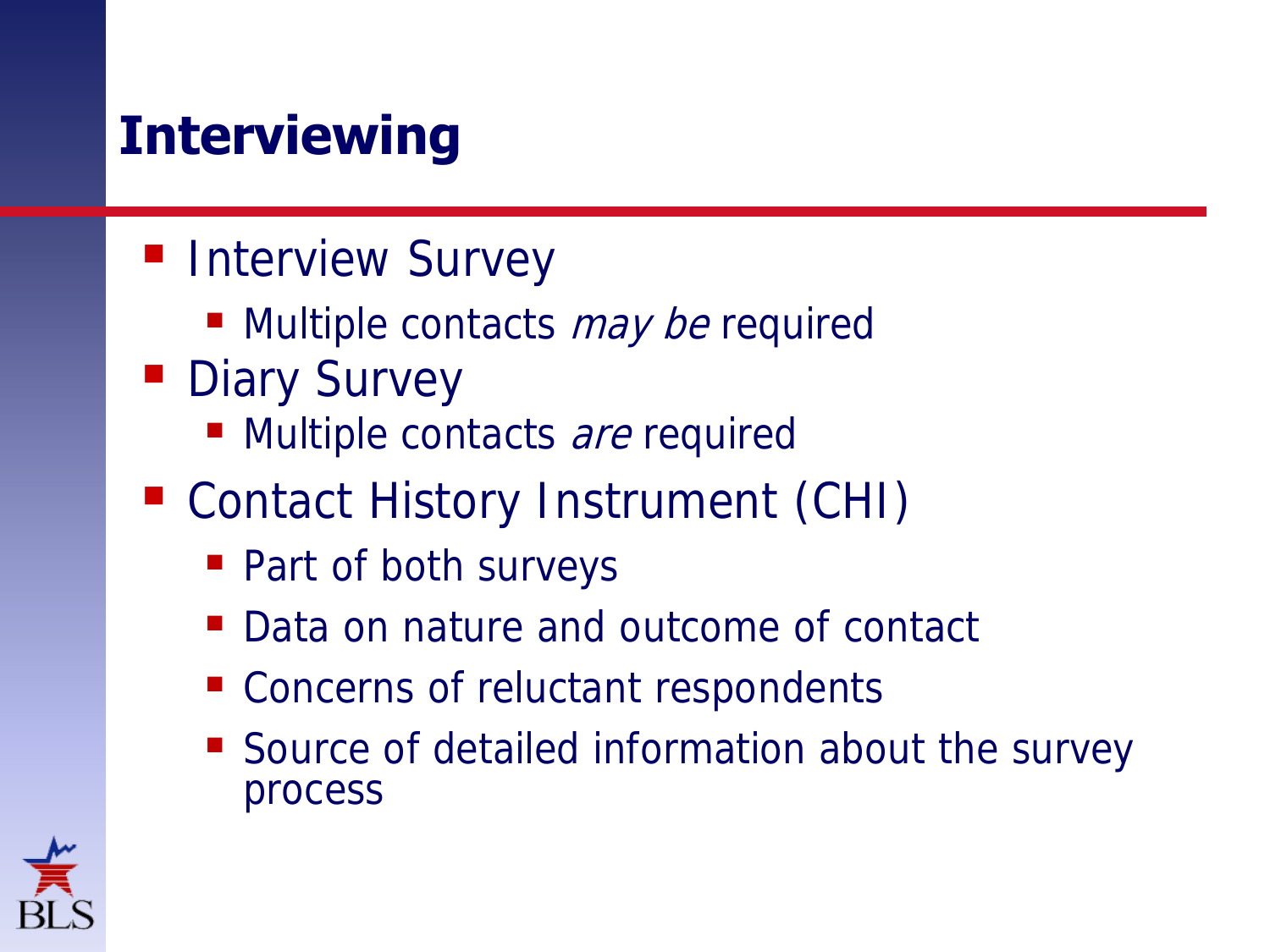# Interviewing

- Interview Survey
  - Multiple contacts *may be* required
- Diary Survey
  - Multiple contacts *are* required
- Contact History Instrument (CHI)
  - Part of both surveys
  - Data on nature and outcome of contact
  - Concerns of reluctant respondents
  - Source of detailed information about the survey process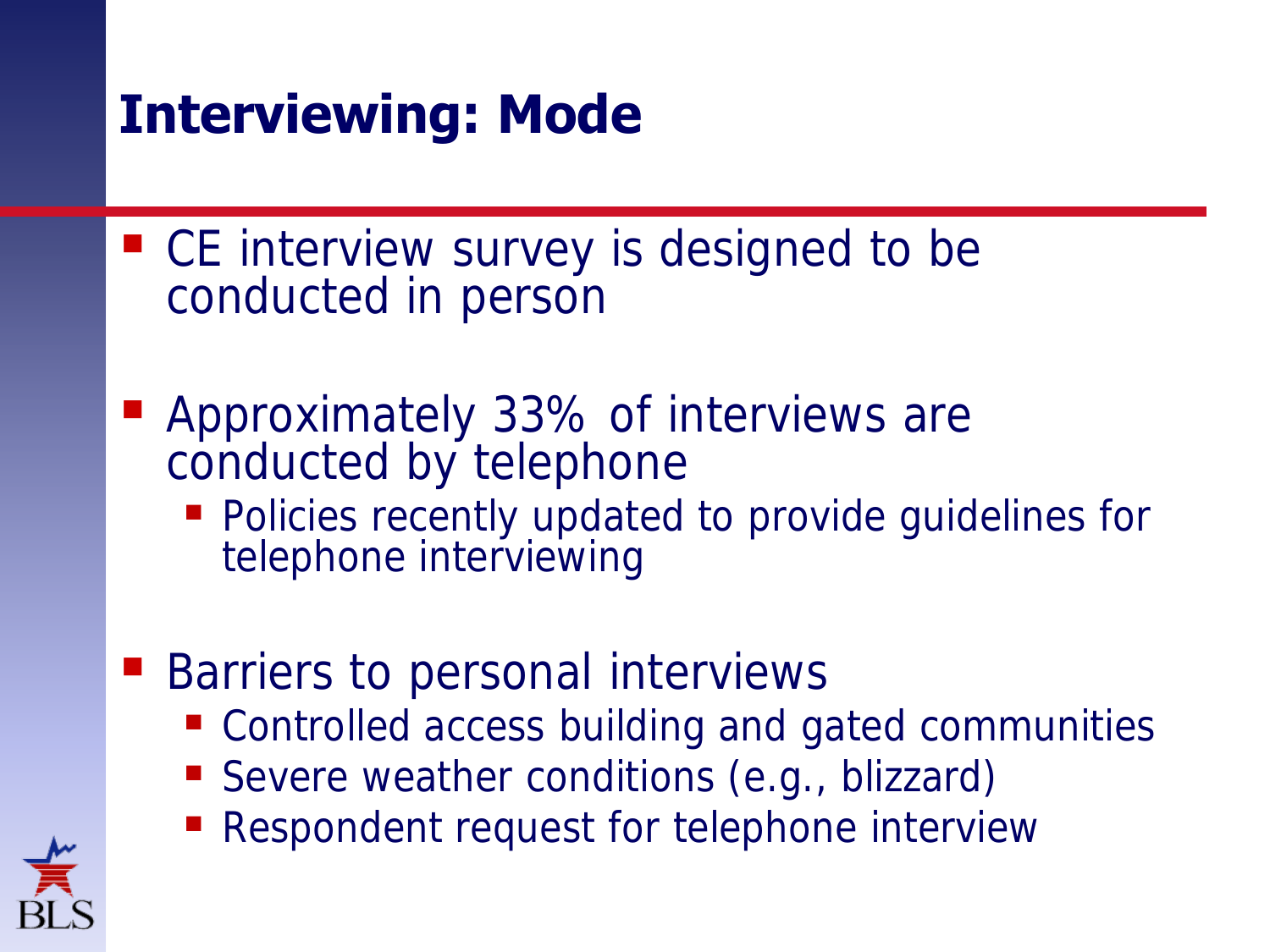# Interviewing: Mode

- CE interview survey is designed to be conducted in person
- Approximately 33% of interviews are conducted by telephone
  - Policies recently updated to provide guidelines for telephone interviewing
- Barriers to personal interviews
  - Controlled access building and gated communities
  - Severe weather conditions (e.g., blizzard)
  - Respondent request for telephone interview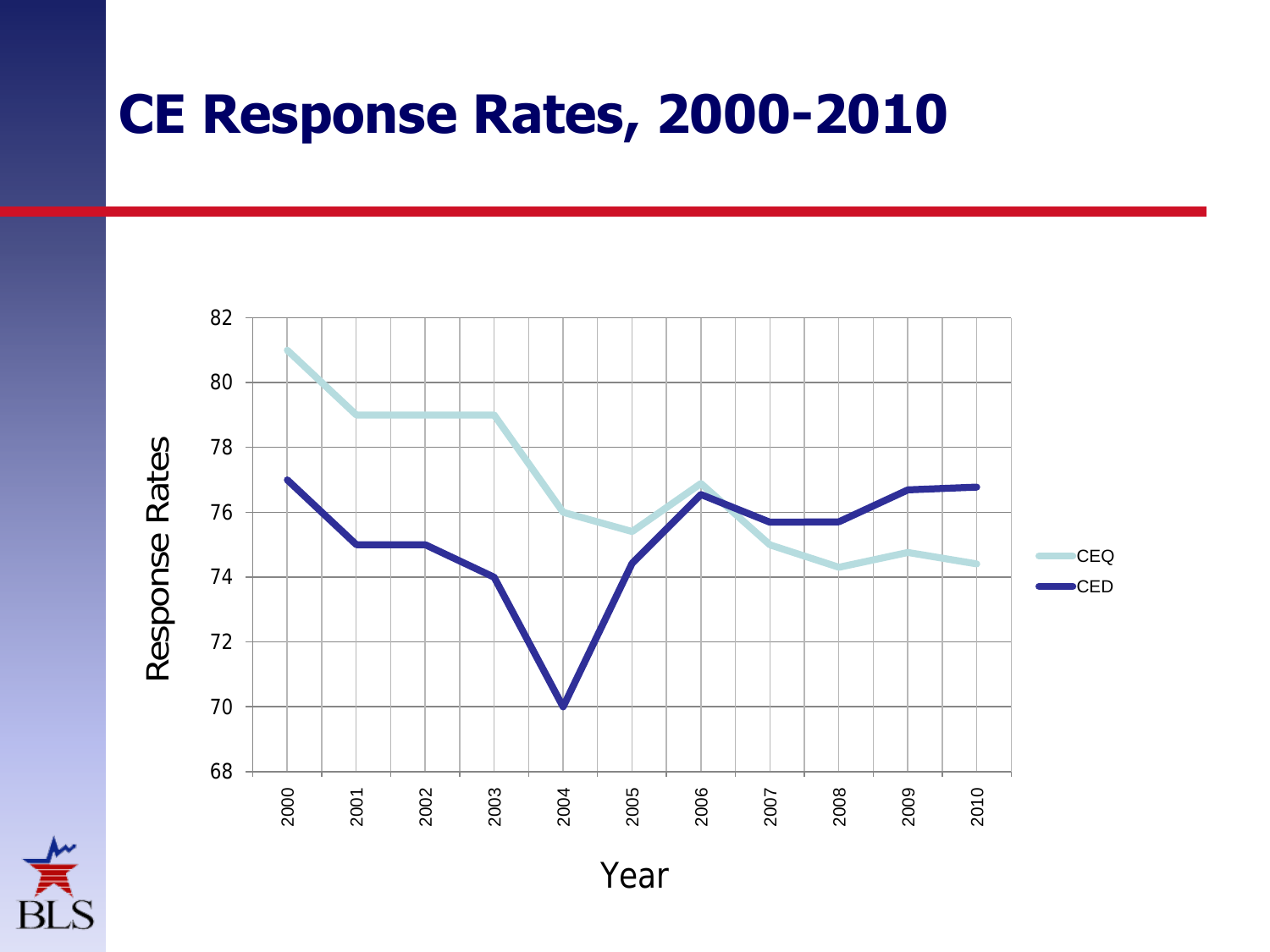# CE Response Rates, 2000-2010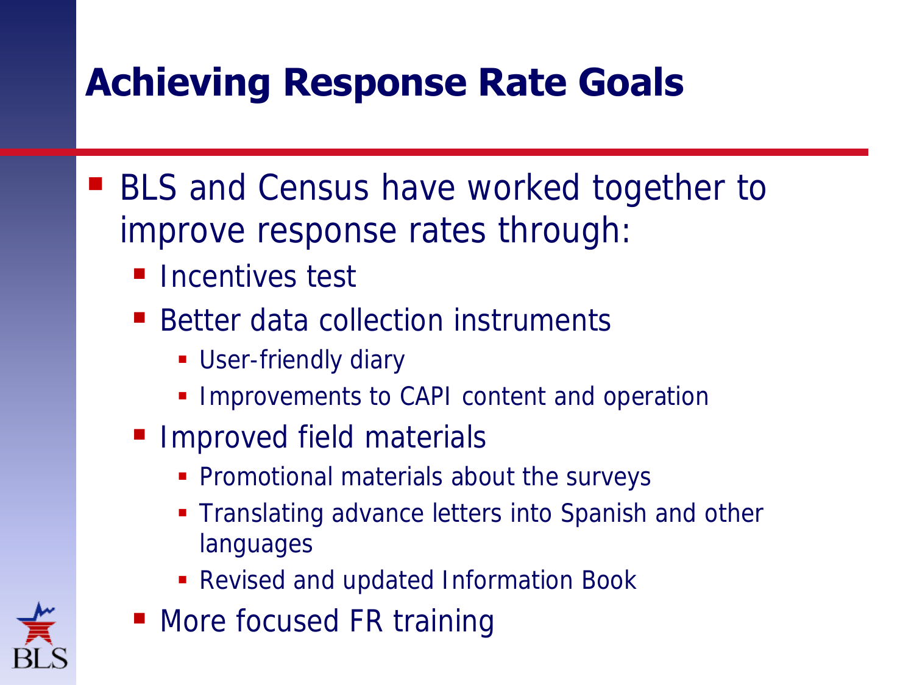# Achieving Response Rate Goals

- BLS and Census have worked together to improve response rates through:
  - Incentives test
  - Better data collection instruments
    - User-friendly diary
    - Improvements to CAPI content and operation
  - Improved field materials
    - Promotional materials about the surveys
    - Translating advance letters into Spanish and other languages
    - Revised and updated Information Book
  - More focused FR training